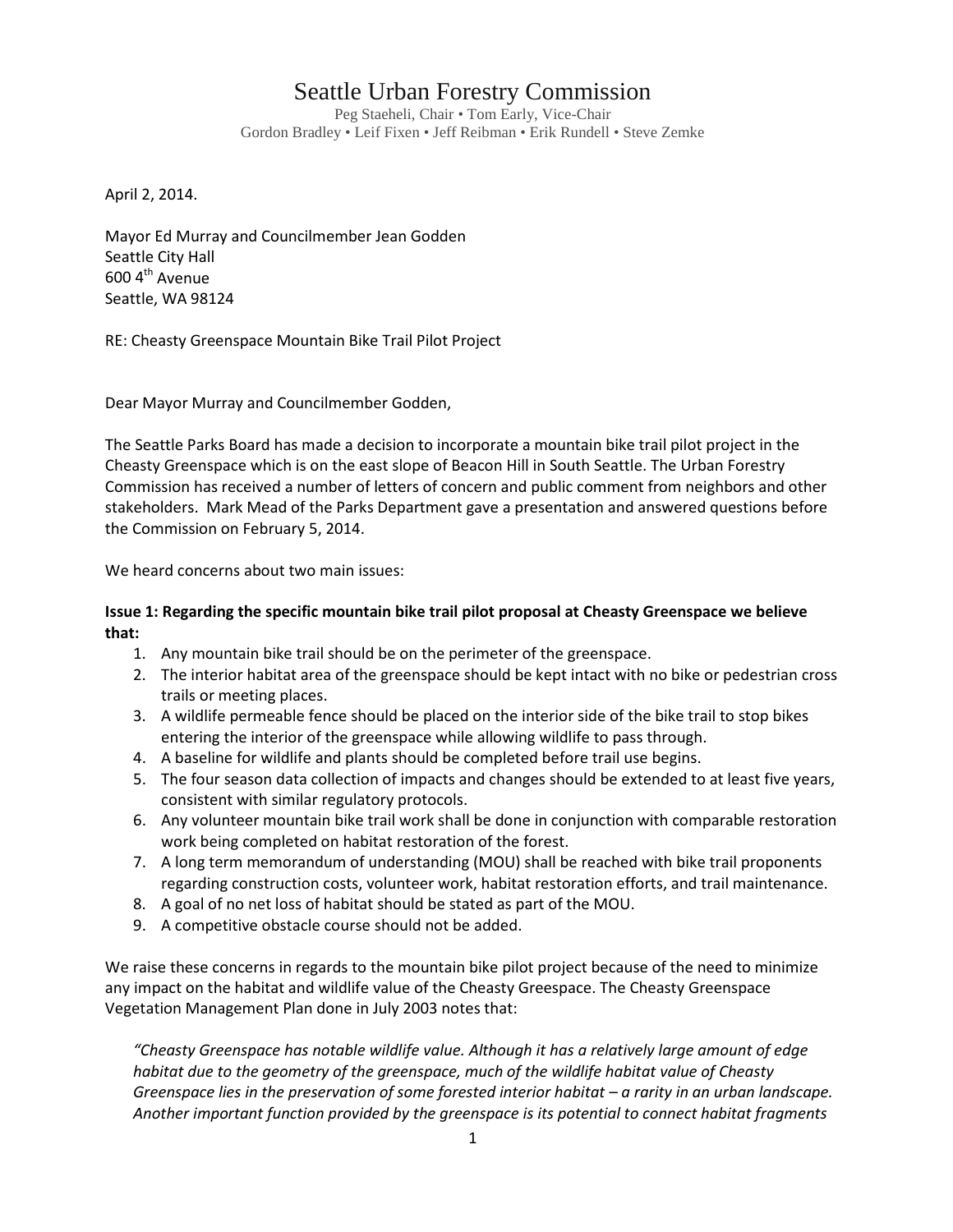# Seattle Urban Forestry Commission

Peg Staeheli, Chair • Tom Early, Vice-Chair
Gordon Bradley • Leif Fixen • Jeff Reibman • Erik Rundell • Steve Zemke

April 2, 2014.

Mayor Ed Murray and Councilmember Jean Godden
Seattle City Hall
600 4th Avenue
Seattle, WA 98124

RE: Cheasty Greenspace Mountain Bike Trail Pilot Project

Dear Mayor Murray and Councilmember Godden,

The Seattle Parks Board has made a decision to incorporate a mountain bike trail pilot project in the Cheasty Greenspace which is on the east slope of Beacon Hill in South Seattle. The Urban Forestry Commission has received a number of letters of concern and public comment from neighbors and other stakeholders. Mark Mead of the Parks Department gave a presentation and answered questions before the Commission on February 5, 2014.

We heard concerns about two main issues:

**Issue 1: Regarding the specific mountain bike trail pilot proposal at Cheasty Greenspace we believe that:**

1. Any mountain bike trail should be on the perimeter of the greenspace.
2. The interior habitat area of the greenspace should be kept intact with no bike or pedestrian cross trails or meeting places.
3. A wildlife permeable fence should be placed on the interior side of the bike trail to stop bikes entering the interior of the greenspace while allowing wildlife to pass through.
4. A baseline for wildlife and plants should be completed before trail use begins.
5. The four season data collection of impacts and changes should be extended to at least five years, consistent with similar regulatory protocols.
6. Any volunteer mountain bike trail work shall be done in conjunction with comparable restoration work being completed on habitat restoration of the forest.
7. A long term memorandum of understanding (MOU) shall be reached with bike trail proponents regarding construction costs, volunteer work, habitat restoration efforts, and trail maintenance.
8. A goal of no net loss of habitat should be stated as part of the MOU.
9. A competitive obstacle course should not be added.

We raise these concerns in regards to the mountain bike pilot project because of the need to minimize any impact on the habitat and wildlife value of the Cheasty Greespace. The Cheasty Greenspace Vegetation Management Plan done in July 2003 notes that:

*"Cheasty Greenspace has notable wildlife value. Although it has a relatively large amount of edge habitat due to the geometry of the greenspace, much of the wildlife habitat value of Cheasty Greenspace lies in the preservation of some forested interior habitat – a rarity in an urban landscape. Another important function provided by the greenspace is its potential to connect habitat fragments*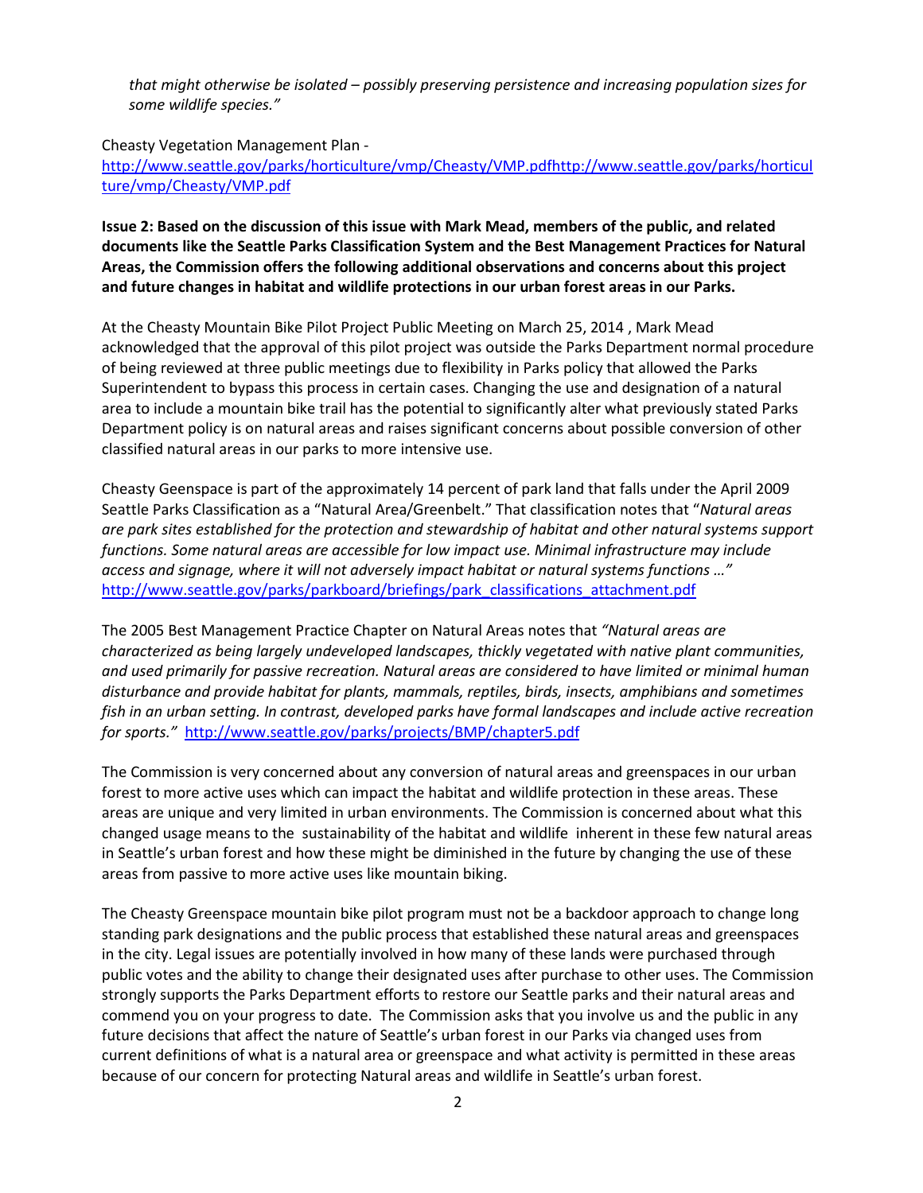*that might otherwise be isolated – possibly preserving persistence and increasing population sizes for some wildlife species."*

Cheasty Vegetation Management Plan - http://www.seattle.gov/parks/horticulture/vmp/Cheasty/VMP.pdfhttp://www.seattle.gov/parks/horticulture/vmp/Cheasty/VMP.pdf

**Issue 2: Based on the discussion of this issue with Mark Mead, members of the public, and related documents like the Seattle Parks Classification System and the Best Management Practices for Natural Areas, the Commission offers the following additional observations and concerns about this project and future changes in habitat and wildlife protections in our urban forest areas in our Parks.**

At the Cheasty Mountain Bike Pilot Project Public Meeting on March 25, 2014 , Mark Mead acknowledged that the approval of this pilot project was outside the Parks Department normal procedure of being reviewed at three public meetings due to flexibility in Parks policy that allowed the Parks Superintendent to bypass this process in certain cases. Changing the use and designation of a natural area to include a mountain bike trail has the potential to significantly alter what previously stated Parks Department policy is on natural areas and raises significant concerns about possible conversion of other classified natural areas in our parks to more intensive use.

Cheasty Geenspace is part of the approximately 14 percent of park land that falls under the April 2009 Seattle Parks Classification as a "Natural Area/Greenbelt." That classification notes that "*Natural areas are park sites established for the protection and stewardship of habitat and other natural systems support functions. Some natural areas are accessible for low impact use. Minimal infrastructure may include access and signage, where it will not adversely impact habitat or natural systems functions …"* http://www.seattle.gov/parks/parkboard/briefings/park_classifications_attachment.pdf

The 2005 Best Management Practice Chapter on Natural Areas notes that *"Natural areas are characterized as being largely undeveloped landscapes, thickly vegetated with native plant communities, and used primarily for passive recreation. Natural areas are considered to have limited or minimal human disturbance and provide habitat for plants, mammals, reptiles, birds, insects, amphibians and sometimes fish in an urban setting. In contrast, developed parks have formal landscapes and include active recreation for sports."* http://www.seattle.gov/parks/projects/BMP/chapter5.pdf

The Commission is very concerned about any conversion of natural areas and greenspaces in our urban forest to more active uses which can impact the habitat and wildlife protection in these areas. These areas are unique and very limited in urban environments. The Commission is concerned about what this changed usage means to the sustainability of the habitat and wildlife inherent in these few natural areas in Seattle's urban forest and how these might be diminished in the future by changing the use of these areas from passive to more active uses like mountain biking.

The Cheasty Greenspace mountain bike pilot program must not be a backdoor approach to change long standing park designations and the public process that established these natural areas and greenspaces in the city. Legal issues are potentially involved in how many of these lands were purchased through public votes and the ability to change their designated uses after purchase to other uses. The Commission strongly supports the Parks Department efforts to restore our Seattle parks and their natural areas and commend you on your progress to date. The Commission asks that you involve us and the public in any future decisions that affect the nature of Seattle's urban forest in our Parks via changed uses from current definitions of what is a natural area or greenspace and what activity is permitted in these areas because of our concern for protecting Natural areas and wildlife in Seattle's urban forest.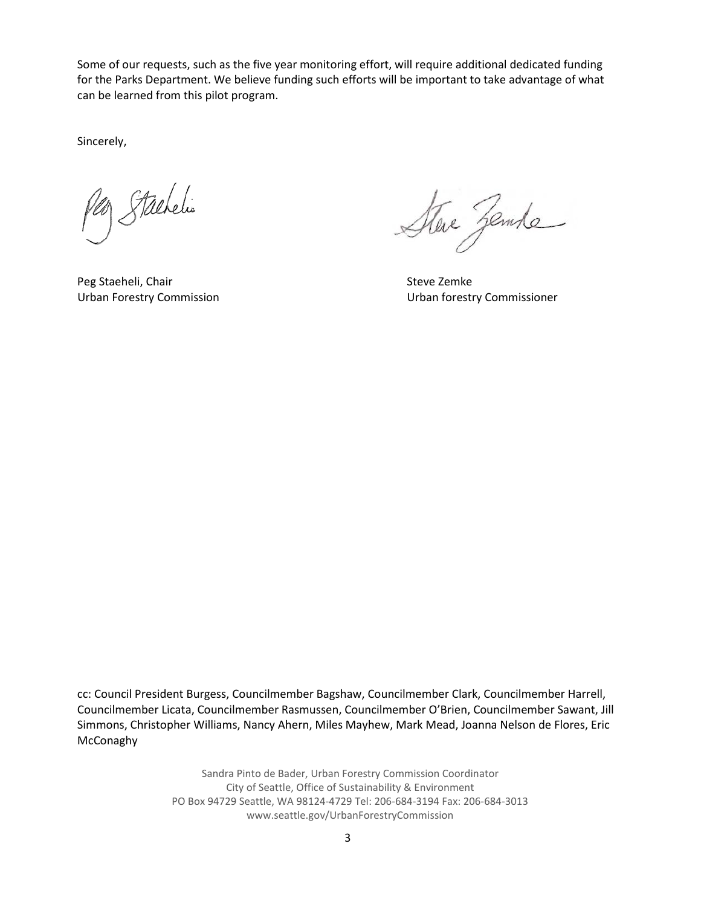Some of our requests, such as the five year monitoring effort, will require additional dedicated funding for the Parks Department. We believe funding such efforts will be important to take advantage of what can be learned from this pilot program.

Sincerely,

Peg Staeheli, Chair
Urban Forestry Commission

Steve Zemke
Urban forestry Commissioner

cc: Council President Burgess, Councilmember Bagshaw, Councilmember Clark, Councilmember Harrell, Councilmember Licata, Councilmember Rasmussen, Councilmember O'Brien, Councilmember Sawant, Jill Simmons, Christopher Williams, Nancy Ahern, Miles Mayhew, Mark Mead, Joanna Nelson de Flores, Eric McConaghy

Sandra Pinto de Bader, Urban Forestry Commission Coordinator
City of Seattle, Office of Sustainability & Environment
PO Box 94729 Seattle, WA 98124-4729 Tel: 206-684-3194 Fax: 206-684-3013
www.seattle.gov/UrbanForestryCommission